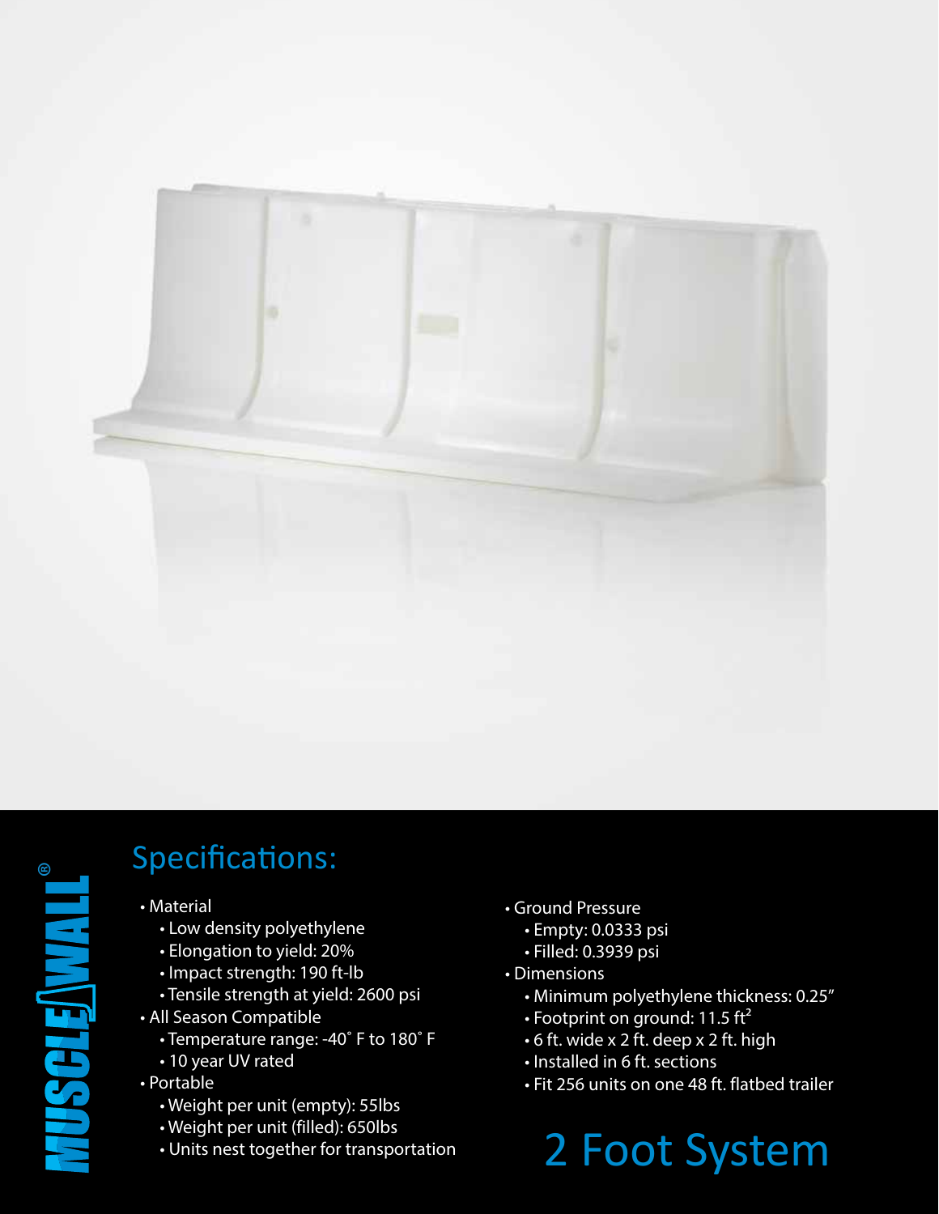MUSCLE WALL®

## Specifications:

- Material
  - Low density polyethylene
  - Elongation to yield: 20%
  - Impact strength: 190 ft-lb
  - Tensile strength at yield: 2600 psi
- All Season Compatible
  - Temperature range: -40˚ F to 180˚ F
  - 10 year UV rated
- Portable
  - Weight per unit (empty): 55lbs
  - Weight per unit (filled): 650lbs
  - Units nest together for transportation
- Ground Pressure
  - Empty: 0.0333 psi
  - Filled: 0.3939 psi
- Dimensions
  - Minimum polyethylene thickness: 0.25"
  - Footprint on ground: 11.5 $ft^2$
  - 6 ft. wide x 2 ft. deep x 2 ft. high
  - Installed in 6 ft. sections
  - Fit 256 units on one 48 ft. flatbed trailer

# 2 Foot System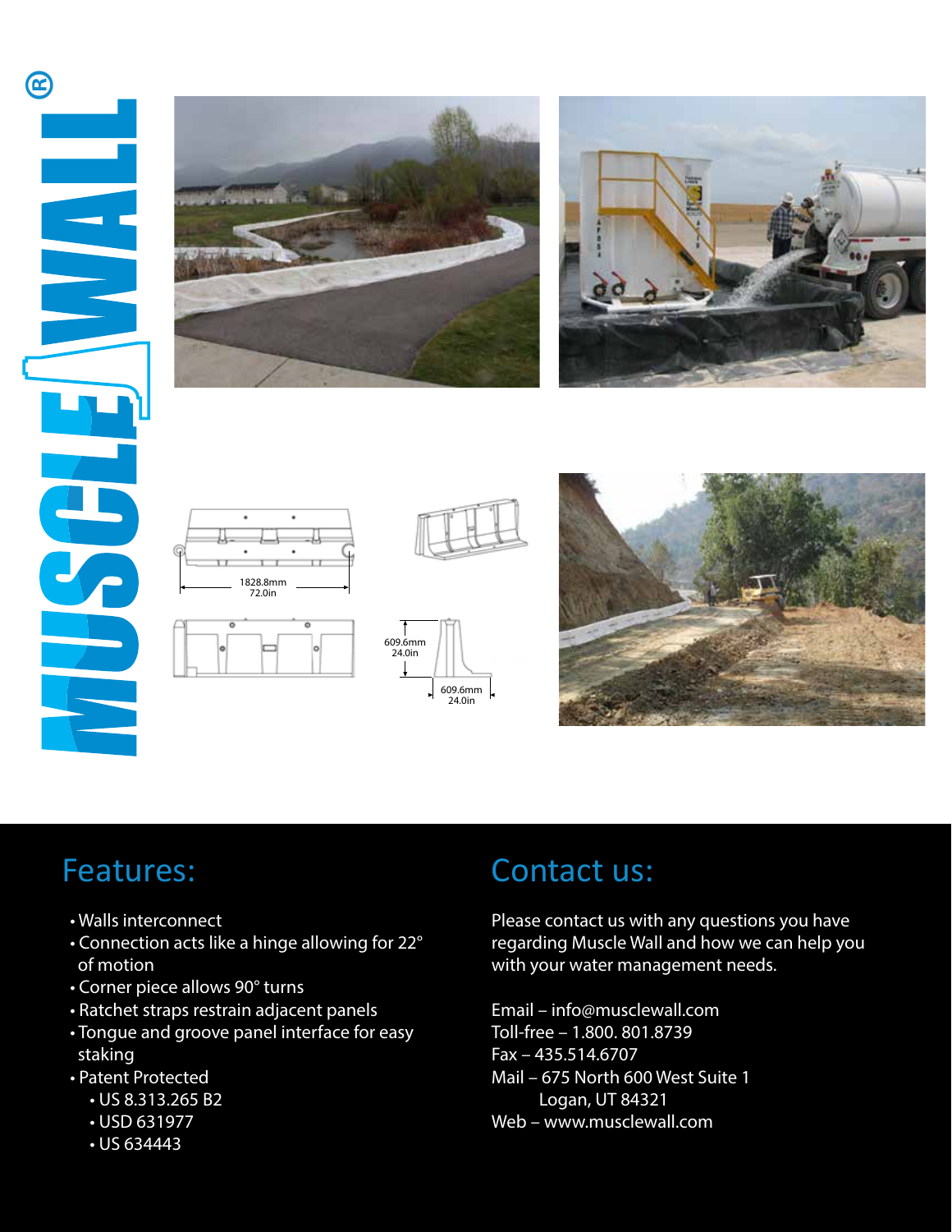MUSCLE WALL®

1828.8mm
72.0in

609.6mm
24.0in

609.6mm
24.0in

## Features:

- Walls interconnect
- Connection acts like a hinge allowing for 22° of motion
- Corner piece allows 90° turns
- Ratchet straps restrain adjacent panels
- Tongue and groove panel interface for easy staking
- Patent Protected
  - US 8.313.265 B2
  - USD 631977
  - US 634443

## Contact us:

Please contact us with any questions you have regarding Muscle Wall and how we can help you with your water management needs.

Email – info@musclewall.com
Toll-free – 1.800. 801.8739
Fax – 435.514.6707
Mail – 675 North 600 West Suite 1
Logan, UT 84321
Web – www.musclewall.com